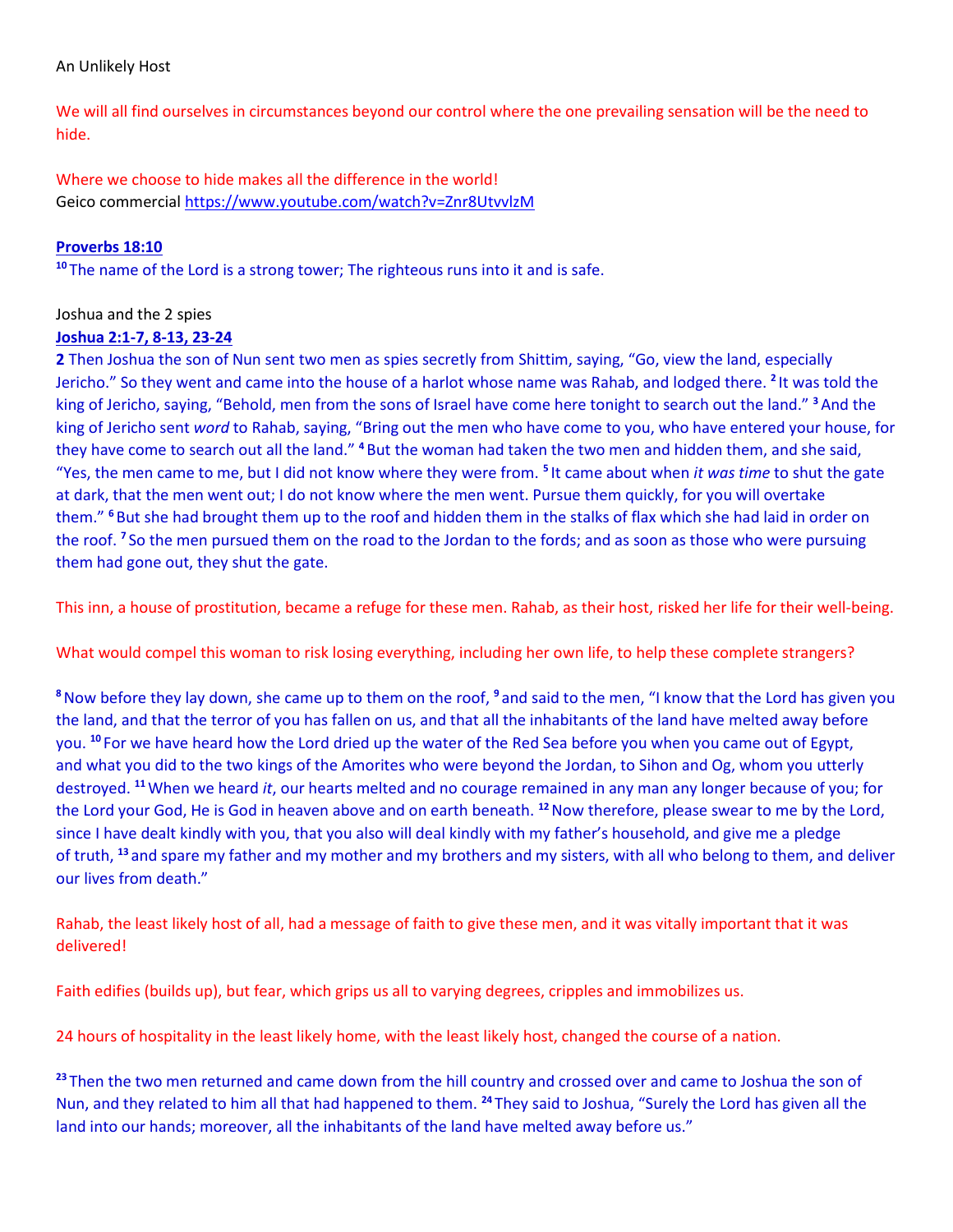An Unlikely Host

We will all find ourselves in circumstances beyond our control where the one prevailing sensation will be the need to hide.

Where we choose to hide makes all the difference in the world!
Geico commercial https://www.youtube.com/watch?v=Znr8UtvvlzM

**Proverbs 18:10**
[10] The name of the Lord is a strong tower; The righteous runs into it and is safe.

Joshua and the 2 spies
**Joshua 2:1-7, 8-13, 23-24**
**2** Then Joshua the son of Nun sent two men as spies secretly from Shittim, saying, "Go, view the land, especially Jericho." So they went and came into the house of a harlot whose name was Rahab, and lodged there. [2] It was told the king of Jericho, saying, "Behold, men from the sons of Israel have come here tonight to search out the land." [3] And the king of Jericho sent *word* to Rahab, saying, "Bring out the men who have come to you, who have entered your house, for they have come to search out all the land." [4] But the woman had taken the two men and hidden them, and she said, "Yes, the men came to me, but I did not know where they were from. [5] It came about when *it was time* to shut the gate at dark, that the men went out; I do not know where the men went. Pursue them quickly, for you will overtake them." [6] But she had brought them up to the roof and hidden them in the stalks of flax which she had laid in order on the roof. [7] So the men pursued them on the road to the Jordan to the fords; and as soon as those who were pursuing them had gone out, they shut the gate.

This inn, a house of prostitution, became a refuge for these men. Rahab, as their host, risked her life for their well-being.

What would compel this woman to risk losing everything, including her own life, to help these complete strangers?

[8] Now before they lay down, she came up to them on the roof, [9] and said to the men, "I know that the Lord has given you the land, and that the terror of you has fallen on us, and that all the inhabitants of the land have melted away before you. [10] For we have heard how the Lord dried up the water of the Red Sea before you when you came out of Egypt, and what you did to the two kings of the Amorites who were beyond the Jordan, to Sihon and Og, whom you utterly destroyed. [11] When we heard *it*, our hearts melted and no courage remained in any man any longer because of you; for the Lord your God, He is God in heaven above and on earth beneath. [12] Now therefore, please swear to me by the Lord, since I have dealt kindly with you, that you also will deal kindly with my father's household, and give me a pledge of truth, [13] and spare my father and my mother and my brothers and my sisters, with all who belong to them, and deliver our lives from death."

Rahab, the least likely host of all, had a message of faith to give these men, and it was vitally important that it was delivered!

Faith edifies (builds up), but fear, which grips us all to varying degrees, cripples and immobilizes us.

24 hours of hospitality in the least likely home, with the least likely host, changed the course of a nation.

[23] Then the two men returned and came down from the hill country and crossed over and came to Joshua the son of Nun, and they related to him all that had happened to them. [24] They said to Joshua, "Surely the Lord has given all the land into our hands; moreover, all the inhabitants of the land have melted away before us."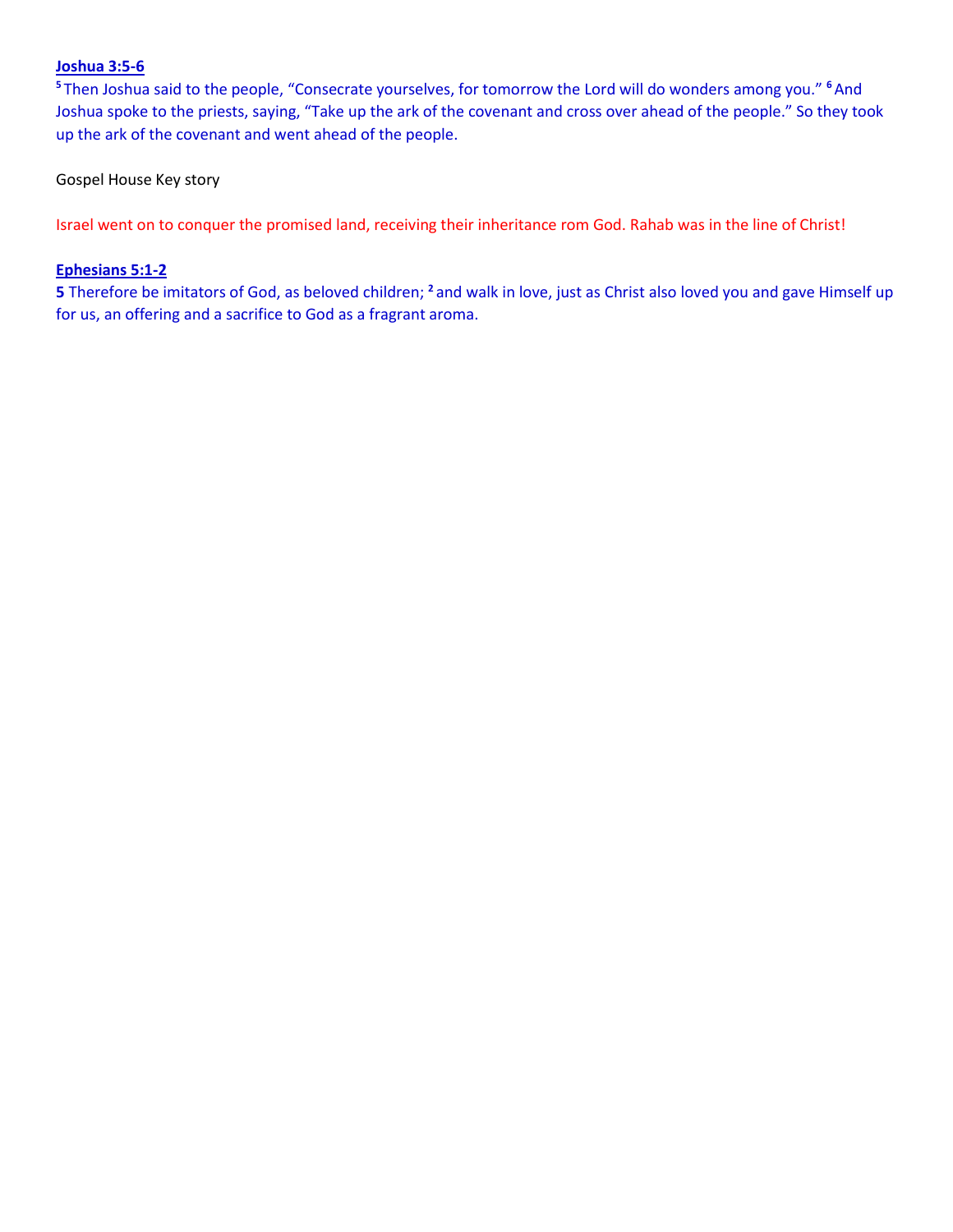**Joshua 3:5-6**

[5] Then Joshua said to the people, "Consecrate yourselves, for tomorrow the Lord will do wonders among you." [6] And Joshua spoke to the priests, saying, "Take up the ark of the covenant and cross over ahead of the people." So they took up the ark of the covenant and went ahead of the people.

Gospel House Key story

Israel went on to conquer the promised land, receiving their inheritance rom God. Rahab was in the line of Christ!

**Ephesians 5:1-2**

**5** Therefore be imitators of God, as beloved children; [2] and walk in love, just as Christ also loved you and gave Himself up for us, an offering and a sacrifice to God as a fragrant aroma.